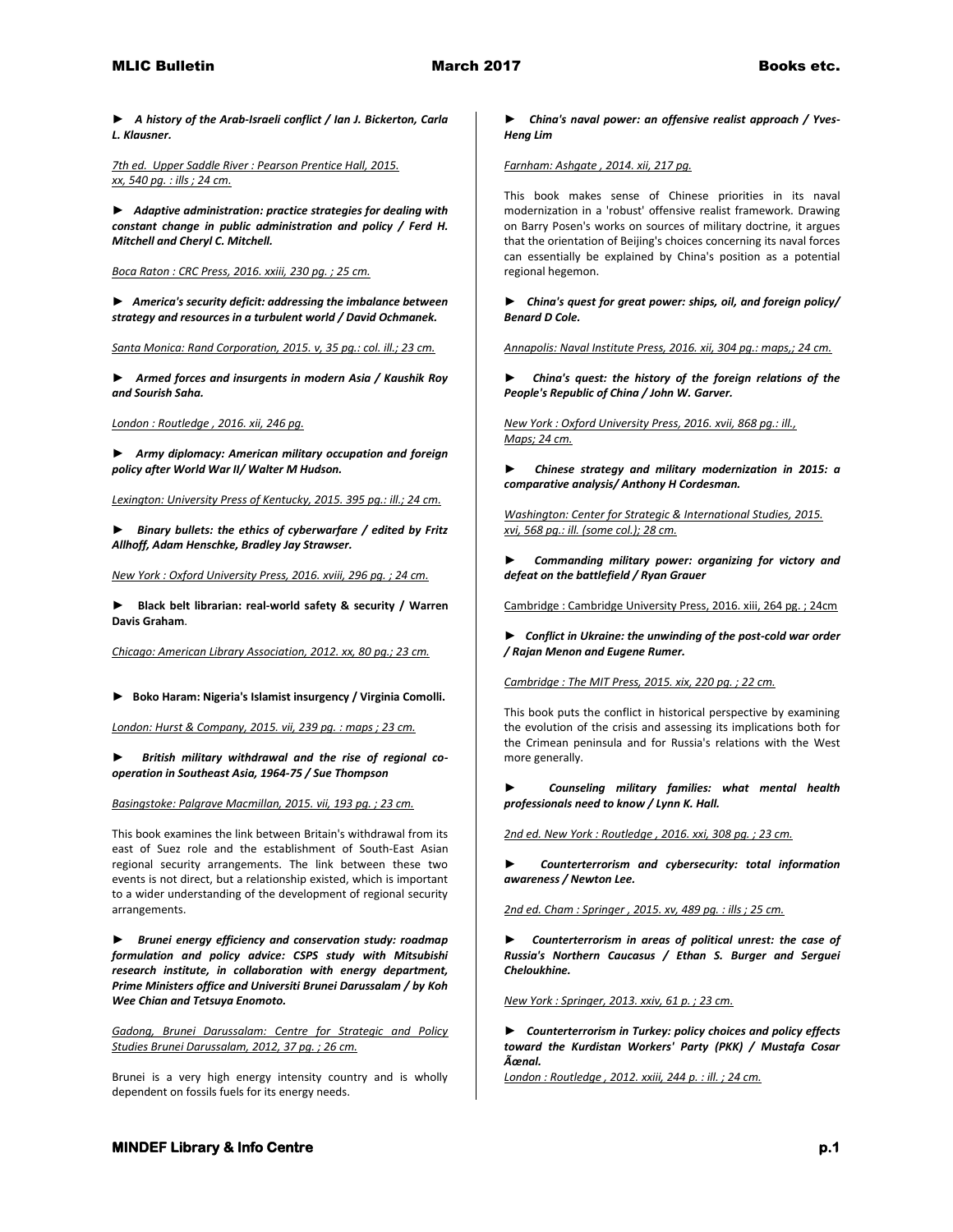► ***A history of the Arab-Israeli conflict / Ian J. Bickerton, Carla L. Klausner.***

*7th ed. Upper Saddle River : Pearson Prentice Hall, 2015. xx, 540 pg. : ills ; 24 cm.*

► ***Adaptive administration: practice strategies for dealing with constant change in public administration and policy / Ferd H. Mitchell and Cheryl C. Mitchell.***

*Boca Raton : CRC Press, 2016. xxiii, 230 pg. ; 25 cm.*

► ***America's security deficit: addressing the imbalance between strategy and resources in a turbulent world / David Ochmanek.***

*Santa Monica: Rand Corporation, 2015. v, 35 pg.: col. ill.; 23 cm.*

► ***Armed forces and insurgents in modern Asia / Kaushik Roy and Sourish Saha.***

*London : Routledge , 2016. xii, 246 pg.*

► ***Army diplomacy: American military occupation and foreign policy after World War II/ Walter M Hudson.***

*Lexington: University Press of Kentucky, 2015. 395 pg.: ill.; 24 cm.*

► ***Binary bullets: the ethics of cyberwarfare / edited by Fritz Allhoff, Adam Henschke, Bradley Jay Strawser.***

*New York : Oxford University Press, 2016. xviii, 296 pg. ; 24 cm.*

► **Black belt librarian: real-world safety & security / Warren Davis Graham**.

*Chicago: American Library Association, 2012. xx, 80 pg.; 23 cm.*

► **Boko Haram: Nigeria's Islamist insurgency / Virginia Comolli.**

*London: Hurst & Company, 2015. vii, 239 pg. : maps ; 23 cm.*

► ***British military withdrawal and the rise of regional co-operation in Southeast Asia, 1964-75 / Sue Thompson***

*Basingstoke: Palgrave Macmillan, 2015. vii, 193 pg. ; 23 cm.*

This book examines the link between Britain's withdrawal from its east of Suez role and the establishment of South-East Asian regional security arrangements. The link between these two events is not direct, but a relationship existed, which is important to a wider understanding of the development of regional security arrangements.

► ***Brunei energy efficiency and conservation study: roadmap formulation and policy advice: CSPS study with Mitsubishi research institute, in collaboration with energy department, Prime Ministers office and Universiti Brunei Darussalam / by Koh Wee Chian and Tetsuya Enomoto.***

*Gadong, Brunei Darussalam: Centre for Strategic and Policy Studies Brunei Darussalam, 2012, 37 pg. ; 26 cm.*

Brunei is a very high energy intensity country and is wholly dependent on fossils fuels for its energy needs.

► ***China's naval power: an offensive realist approach / Yves-Heng Lim***

*Farnham: Ashgate , 2014. xii, 217 pg.*

This book makes sense of Chinese priorities in its naval modernization in a 'robust' offensive realist framework. Drawing on Barry Posen's works on sources of military doctrine, it argues that the orientation of Beijing's choices concerning its naval forces can essentially be explained by China's position as a potential regional hegemon.

► ***China's quest for great power: ships, oil, and foreign policy/ Benard D Cole.***

*Annapolis: Naval Institute Press, 2016. xii, 304 pg.: maps,; 24 cm.*

► ***China's quest: the history of the foreign relations of the People's Republic of China / John W. Garver.***

*New York : Oxford University Press, 2016. xvii, 868 pg.: ill., Maps; 24 cm.*

► ***Chinese strategy and military modernization in 2015: a comparative analysis/ Anthony H Cordesman.***

*Washington: Center for Strategic & International Studies, 2015. xvi, 568 pg.: ill. (some col.); 28 cm.*

► ***Commanding military power: organizing for victory and defeat on the battlefield / Ryan Grauer***

Cambridge : Cambridge University Press, 2016. xiii, 264 pg. ; 24cm

► ***Conflict in Ukraine: the unwinding of the post-cold war order / Rajan Menon and Eugene Rumer.***

*Cambridge : The MIT Press, 2015. xix, 220 pg. ; 22 cm.*

This book puts the conflict in historical perspective by examining the evolution of the crisis and assessing its implications both for the Crimean peninsula and for Russia's relations with the West more generally.

► ***Counseling military families: what mental health professionals need to know / Lynn K. Hall.***

*2nd ed. New York : Routledge , 2016. xxi, 308 pg. ; 23 cm.*

► ***Counterterrorism and cybersecurity: total information awareness / Newton Lee.***

*2nd ed. Cham : Springer , 2015. xv, 489 pg. : ills ; 25 cm.*

► ***Counterterrorism in areas of political unrest: the case of Russia's Northern Caucasus / Ethan S. Burger and Serguei Cheloukhine.***

*New York : Springer, 2013. xxiv, 61 p. ; 23 cm.*

► ***Counterterrorism in Turkey: policy choices and policy effects toward the Kurdistan Workers' Party (PKK) / Mustafa Cosar Ãœnal.***

*London : Routledge , 2012. xxiii, 244 p. : ill. ; 24 cm.*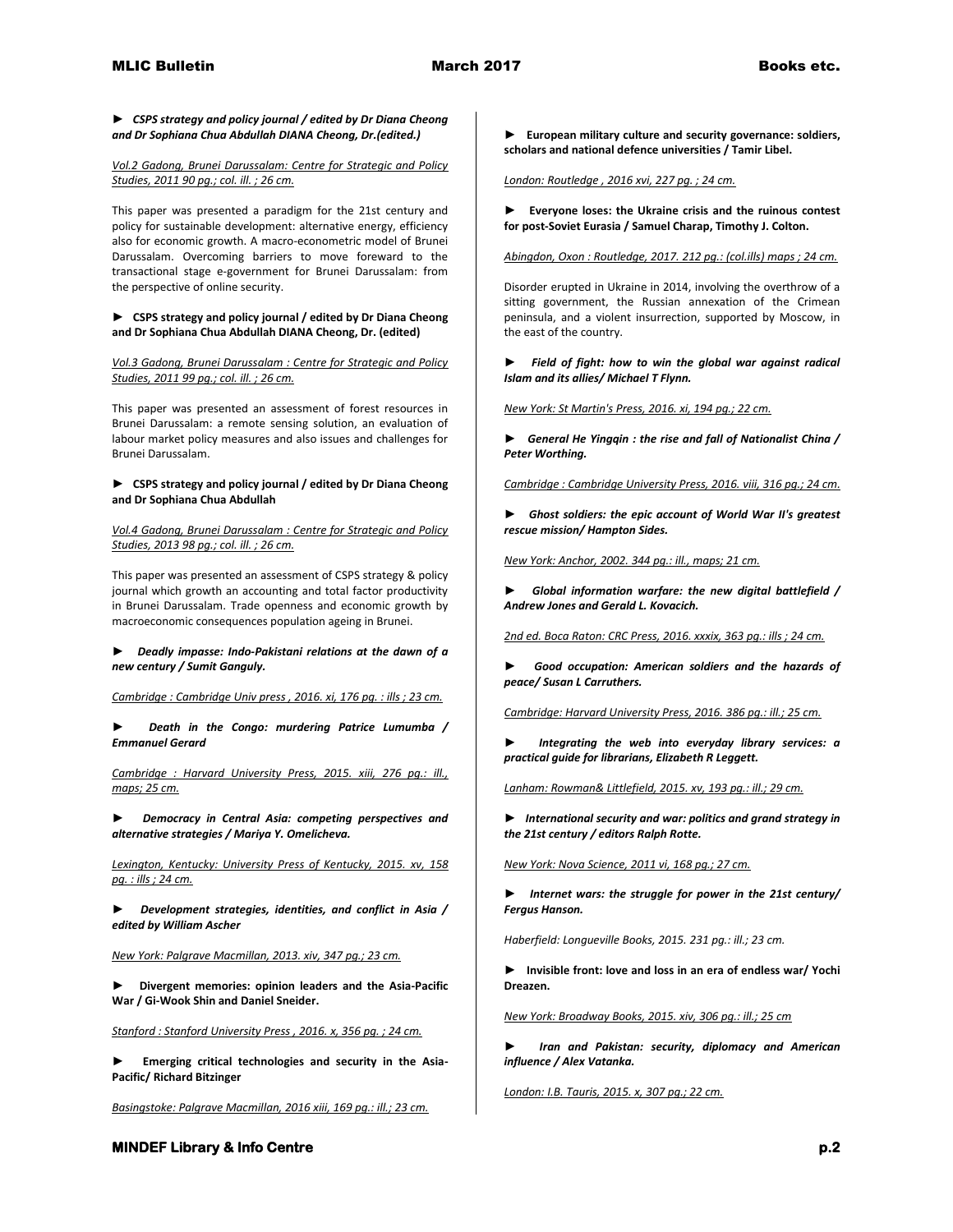► ***CSPS strategy and policy journal / edited by Dr Diana Cheong and Dr Sophiana Chua Abdullah DIANA Cheong, Dr.(edited.)***

*Vol.2 Gadong, Brunei Darussalam: Centre for Strategic and Policy Studies, 2011 90 pg.; col. ill. ; 26 cm.*

This paper was presented a paradigm for the 21st century and policy for sustainable development: alternative energy, efficiency also for economic growth. A macro-econometric model of Brunei Darussalam. Overcoming barriers to move foreward to the transactional stage e-government for Brunei Darussalam: from the perspective of online security.

► **CSPS strategy and policy journal / edited by Dr Diana Cheong and Dr Sophiana Chua Abdullah DIANA Cheong, Dr. (edited)**

*Vol.3 Gadong, Brunei Darussalam : Centre for Strategic and Policy Studies, 2011 99 pg.; col. ill. ; 26 cm.*

This paper was presented an assessment of forest resources in Brunei Darussalam: a remote sensing solution, an evaluation of labour market policy measures and also issues and challenges for Brunei Darussalam.

► **CSPS strategy and policy journal / edited by Dr Diana Cheong and Dr Sophiana Chua Abdullah**

*Vol.4 Gadong, Brunei Darussalam : Centre for Strategic and Policy Studies, 2013 98 pg.; col. ill. ; 26 cm.*

This paper was presented an assessment of CSPS strategy & policy journal which growth an accounting and total factor productivity in Brunei Darussalam. Trade openness and economic growth by macroeconomic consequences population ageing in Brunei.

► ***Deadly impasse: Indo-Pakistani relations at the dawn of a new century / Sumit Ganguly.***

*Cambridge : Cambridge Univ press , 2016. xi, 176 pg. : ills ; 23 cm.*

► ***Death in the Congo: murdering Patrice Lumumba / Emmanuel Gerard***

*Cambridge : Harvard University Press, 2015. xiii, 276 pg.: ill., maps; 25 cm.*

► ***Democracy in Central Asia: competing perspectives and alternative strategies / Mariya Y. Omelicheva.***

*Lexington, Kentucky: University Press of Kentucky, 2015. xv, 158 pg. : ills ; 24 cm.*

► ***Development strategies, identities, and conflict in Asia / edited by William Ascher***

*New York: Palgrave Macmillan, 2013. xiv, 347 pg.; 23 cm.*

► **Divergent memories: opinion leaders and the Asia-Pacific War / Gi-Wook Shin and Daniel Sneider.**

*Stanford : Stanford University Press , 2016. x, 356 pg. ; 24 cm.*

► **Emerging critical technologies and security in the Asia-Pacific/ Richard Bitzinger**

*Basingstoke: Palgrave Macmillan, 2016 xiii, 169 pg.: ill.; 23 cm.*

► **European military culture and security governance: soldiers, scholars and national defence universities / Tamir Libel.**

*London: Routledge , 2016 xvi, 227 pg. ; 24 cm.*

► **Everyone loses: the Ukraine crisis and the ruinous contest for post-Soviet Eurasia / Samuel Charap, Timothy J. Colton.**

*Abingdon, Oxon : Routledge, 2017. 212 pg.: (col.ills) maps ; 24 cm.*

Disorder erupted in Ukraine in 2014, involving the overthrow of a sitting government, the Russian annexation of the Crimean peninsula, and a violent insurrection, supported by Moscow, in the east of the country.

► ***Field of fight: how to win the global war against radical Islam and its allies/ Michael T Flynn.***

*New York: St Martin's Press, 2016. xi, 194 pg.; 22 cm.*

► ***General He Yingqin : the rise and fall of Nationalist China / Peter Worthing.***

*Cambridge : Cambridge University Press, 2016. viii, 316 pg.; 24 cm.*

► ***Ghost soldiers: the epic account of World War II's greatest rescue mission/ Hampton Sides.***

*New York: Anchor, 2002. 344 pg.: ill., maps; 21 cm.*

► ***Global information warfare: the new digital battlefield / Andrew Jones and Gerald L. Kovacich.***

*2nd ed. Boca Raton: CRC Press, 2016. xxxix, 363 pg.: ills ; 24 cm.*

► ***Good occupation: American soldiers and the hazards of peace/ Susan L Carruthers.***

*Cambridge: Harvard University Press, 2016. 386 pg.: ill.; 25 cm.*

► ***Integrating the web into everyday library services: a practical guide for librarians, Elizabeth R Leggett.***

*Lanham: Rowman& Littlefield, 2015. xv, 193 pg.: ill.; 29 cm.*

► ***International security and war: politics and grand strategy in the 21st century / editors Ralph Rotte.***

*New York: Nova Science, 2011 vi, 168 pg.; 27 cm.*

► ***Internet wars: the struggle for power in the 21st century/ Fergus Hanson.***

*Haberfield: Longueville Books, 2015. 231 pg.: ill.; 23 cm.*

► **Invisible front: love and loss in an era of endless war/ Yochi Dreazen.**

*New York: Broadway Books, 2015. xiv, 306 pg.: ill.; 25 cm*

► ***Iran and Pakistan: security, diplomacy and American influence / Alex Vatanka.***

*London: I.B. Tauris, 2015. x, 307 pg.; 22 cm.*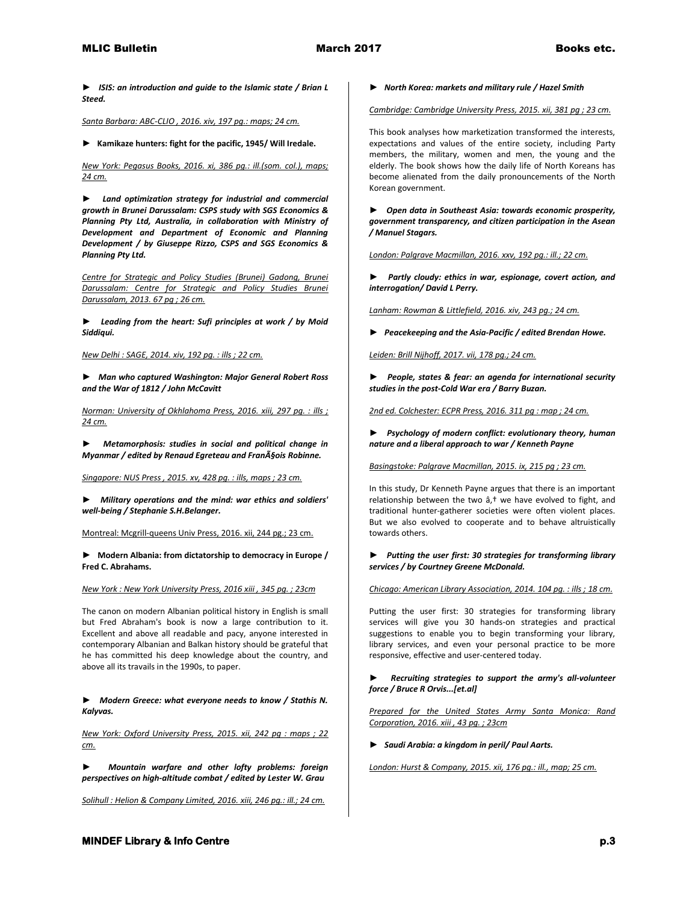► ***ISIS: an introduction and guide to the Islamic state / Brian L Steed.***

*Santa Barbara: ABC-CLIO , 2016. xiv, 197 pg.: maps; 24 cm.*

► **Kamikaze hunters: fight for the pacific, 1945/ Will Iredale.**

*New York: Pegasus Books, 2016. xi, 386 pg.: ill.(som. col.), maps; 24 cm.*

► ***Land optimization strategy for industrial and commercial growth in Brunei Darussalam: CSPS study with SGS Economics & Planning Pty Ltd, Australia, in collaboration with Ministry of Development and Department of Economic and Planning Development / by Giuseppe Rizzo, CSPS and SGS Economics & Planning Pty Ltd.***

*Centre for Strategic and Policy Studies (Brunei) Gadong, Brunei Darussalam: Centre for Strategic and Policy Studies Brunei Darussalam, 2013. 67 pg ; 26 cm.*

► ***Leading from the heart: Sufi principles at work / by Moid Siddiqui.***

*New Delhi : SAGE, 2014. xiv, 192 pg. : ills ; 22 cm.*

► ***Man who captured Washington: Major General Robert Ross and the War of 1812 / John McCavitt***

*Norman: University of Okhlahoma Press, 2016. xiii, 297 pg. : ills ; 24 cm.*

► ***Metamorphosis: studies in social and political change in Myanmar / edited by Renaud Egreteau and FranÃ§ois Robinne.***

*Singapore: NUS Press , 2015. xv, 428 pg. : ills, maps ; 23 cm.*

► ***Military operations and the mind: war ethics and soldiers' well-being / Stephanie S.H.Belanger.***

Montreal: Mcgrill-queens Univ Press, 2016. xii, 244 pg.; 23 cm.

► **Modern Albania: from dictatorship to democracy in Europe / Fred C. Abrahams.**

*New York : New York University Press, 2016 xiii , 345 pg. ; 23cm*

The canon on modern Albanian political history in English is small but Fred Abraham's book is now a large contribution to it. Excellent and above all readable and pacy, anyone interested in contemporary Albanian and Balkan history should be grateful that he has committed his deep knowledge about the country, and above all its travails in the 1990s, to paper.

► ***Modern Greece: what everyone needs to know / Stathis N. Kalyvas.***

*New York: Oxford University Press, 2015. xii, 242 pg : maps ; 22 cm.*

► ***Mountain warfare and other lofty problems: foreign perspectives on high-altitude combat / edited by Lester W. Grau***

*Solihull : Helion & Company Limited, 2016. xiii, 246 pg.: ill.; 24 cm.*

► ***North Korea: markets and military rule / Hazel Smith***

*Cambridge: Cambridge University Press, 2015. xii, 381 pg ; 23 cm.*

This book analyses how marketization transformed the interests, expectations and values of the entire society, including Party members, the military, women and men, the young and the elderly. The book shows how the daily life of North Koreans has become alienated from the daily pronouncements of the North Korean government.

► ***Open data in Southeast Asia: towards economic prosperity, government transparency, and citizen participation in the Asean / Manuel Stagars.***

*London: Palgrave Macmillan, 2016. xxv, 192 pg.: ill.; 22 cm.*

► ***Partly cloudy: ethics in war, espionage, covert action, and interrogation/ David L Perry.***

*Lanham: Rowman & Littlefield, 2016. xiv, 243 pg.; 24 cm.*

► ***Peacekeeping and the Asia-Pacific / edited Brendan Howe.***

*Leiden: Brill Nijhoff, 2017. vii, 178 pg.; 24 cm.*

► ***People, states & fear: an agenda for international security studies in the post-Cold War era / Barry Buzan.***

*2nd ed. Colchester: ECPR Press, 2016. 311 pg : map ; 24 cm.*

► ***Psychology of modern conflict: evolutionary theory, human nature and a liberal approach to war / Kenneth Payne***

*Basingstoke: Palgrave Macmillan, 2015. ix, 215 pg ; 23 cm.*

In this study, Dr Kenneth Payne argues that there is an important relationship between the two â,† we have evolved to fight, and traditional hunter-gatherer societies were often violent places. But we also evolved to cooperate and to behave altruistically towards others.

► ***Putting the user first: 30 strategies for transforming library services / by Courtney Greene McDonald.***

*Chicago: American Library Association, 2014. 104 pg. : ills ; 18 cm.*

Putting the user first: 30 strategies for transforming library services will give you 30 hands-on strategies and practical suggestions to enable you to begin transforming your library, library services, and even your personal practice to be more responsive, effective and user-centered today.

► ***Recruiting strategies to support the army's all-volunteer force / Bruce R Orvis...[et.al]***

*Prepared for the United States Army Santa Monica: Rand Corporation, 2016. xiii , 43 pg. ; 23cm*

► ***Saudi Arabia: a kingdom in peril/ Paul Aarts.***

*London: Hurst & Company, 2015. xii, 176 pg.: ill., map; 25 cm.*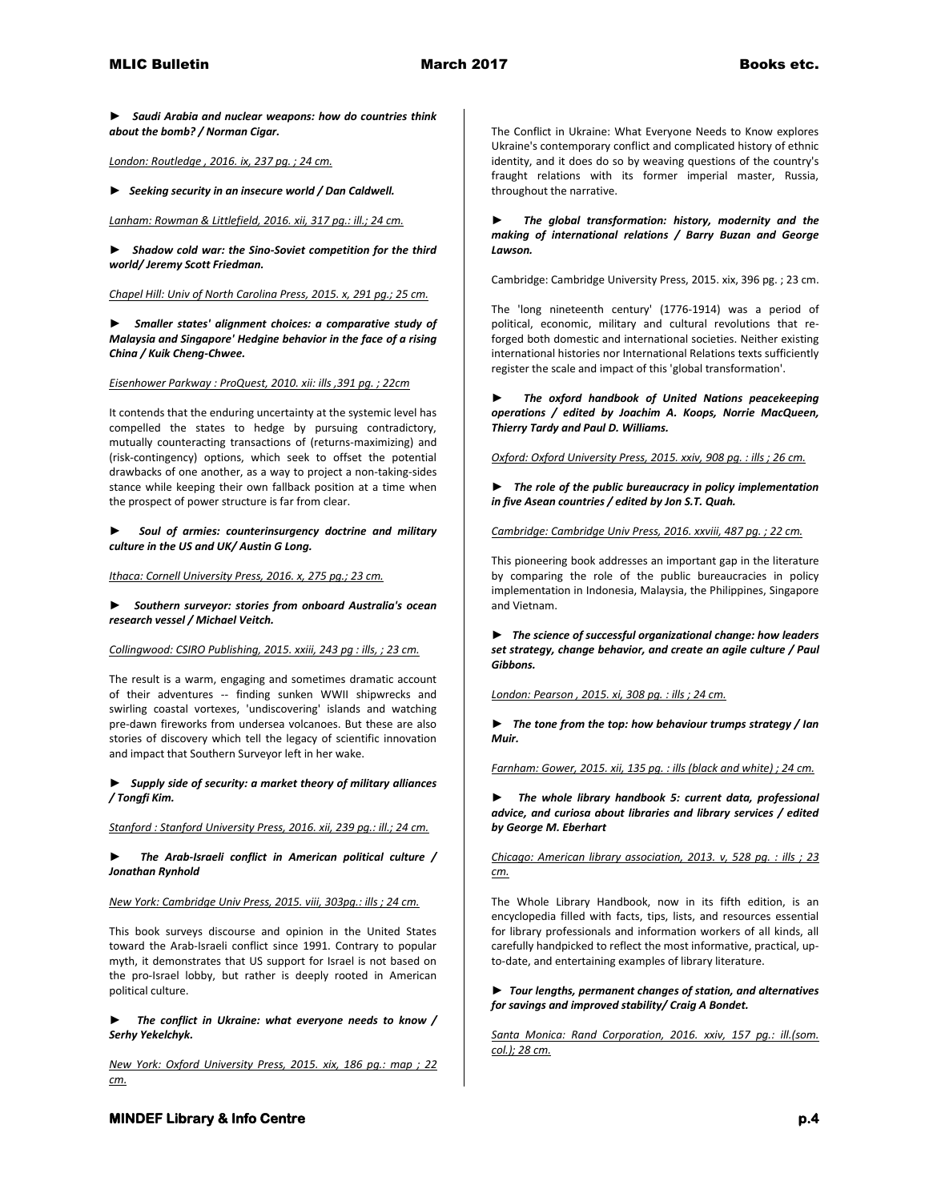► ***Saudi Arabia and nuclear weapons: how do countries think about the bomb? / Norman Cigar.***

London: Routledge , 2016. ix, 237 pg. ; 24 cm.

► ***Seeking security in an insecure world / Dan Caldwell.***

Lanham: Rowman & Littlefield, 2016. xii, 317 pg.: ill.; 24 cm.

► ***Shadow cold war: the Sino-Soviet competition for the third world/ Jeremy Scott Friedman.***

Chapel Hill: Univ of North Carolina Press, 2015. x, 291 pg.; 25 cm.

► ***Smaller states' alignment choices: a comparative study of Malaysia and Singapore' Hedgine behavior in the face of a rising China / Kuik Cheng-Chwee.***

Eisenhower Parkway : ProQuest, 2010. xii: ills ,391 pg. ; 22cm

It contends that the enduring uncertainty at the systemic level has compelled the states to hedge by pursuing contradictory, mutually counteracting transactions of (returns-maximizing) and (risk-contingency) options, which seek to offset the potential drawbacks of one another, as a way to project a non-taking-sides stance while keeping their own fallback position at a time when the prospect of power structure is far from clear.

► ***Soul of armies: counterinsurgency doctrine and military culture in the US and UK/ Austin G Long.***

Ithaca: Cornell University Press, 2016. x, 275 pg.; 23 cm.

► ***Southern surveyor: stories from onboard Australia's ocean research vessel / Michael Veitch.***

Collingwood: CSIRO Publishing, 2015. xxiii, 243 pg : ills, ; 23 cm.

The result is a warm, engaging and sometimes dramatic account of their adventures -- finding sunken WWII shipwrecks and swirling coastal vortexes, 'undiscovering' islands and watching pre-dawn fireworks from undersea volcanoes. But these are also stories of discovery which tell the legacy of scientific innovation and impact that Southern Surveyor left in her wake.

► ***Supply side of security: a market theory of military alliances / Tongfi Kim.***

Stanford : Stanford University Press, 2016. xii, 239 pg.: ill.; 24 cm.

► ***The Arab-Israeli conflict in American political culture / Jonathan Rynhold***

New York: Cambridge Univ Press, 2015. viii, 303pg.: ills ; 24 cm.

This book surveys discourse and opinion in the United States toward the Arab-Israeli conflict since 1991. Contrary to popular myth, it demonstrates that US support for Israel is not based on the pro-Israel lobby, but rather is deeply rooted in American political culture.

► ***The conflict in Ukraine: what everyone needs to know / Serhy Yekelchyk.***

New York: Oxford University Press, 2015. xix, 186 pg.: map ; 22 cm.

The Conflict in Ukraine: What Everyone Needs to Know explores Ukraine's contemporary conflict and complicated history of ethnic identity, and it does do so by weaving questions of the country's fraught relations with its former imperial master, Russia, throughout the narrative.

► ***The global transformation: history, modernity and the making of international relations / Barry Buzan and George Lawson.***

Cambridge: Cambridge University Press, 2015. xix, 396 pg. ; 23 cm.

The 'long nineteenth century' (1776-1914) was a period of political, economic, military and cultural revolutions that re-forged both domestic and international societies. Neither existing international histories nor International Relations texts sufficiently register the scale and impact of this 'global transformation'.

► ***The oxford handbook of United Nations peacekeeping operations / edited by Joachim A. Koops, Norrie MacQueen, Thierry Tardy and Paul D. Williams.***

Oxford: Oxford University Press, 2015. xxiv, 908 pg. : ills ; 26 cm.

► ***The role of the public bureaucracy in policy implementation in five Asean countries / edited by Jon S.T. Quah.***

Cambridge: Cambridge Univ Press, 2016. xxviii, 487 pg. ; 22 cm.

This pioneering book addresses an important gap in the literature by comparing the role of the public bureaucracies in policy implementation in Indonesia, Malaysia, the Philippines, Singapore and Vietnam.

► ***The science of successful organizational change: how leaders set strategy, change behavior, and create an agile culture / Paul Gibbons.***

London: Pearson , 2015. xi, 308 pg. : ills ; 24 cm.

► ***The tone from the top: how behaviour trumps strategy / Ian Muir.***

Farnham: Gower, 2015. xii, 135 pg. : ills (black and white) ; 24 cm.

► ***The whole library handbook 5: current data, professional advice, and curiosa about libraries and library services / edited by George M. Eberhart***

Chicago: American library association, 2013. v, 528 pg. : ills ; 23 cm.

The Whole Library Handbook, now in its fifth edition, is an encyclopedia filled with facts, tips, lists, and resources essential for library professionals and information workers of all kinds, all carefully handpicked to reflect the most informative, practical, up-to-date, and entertaining examples of library literature.

► ***Tour lengths, permanent changes of station, and alternatives for savings and improved stability/ Craig A Bondet.***

Santa Monica: Rand Corporation, 2016. xxiv, 157 pg.: ill.(som. col.); 28 cm.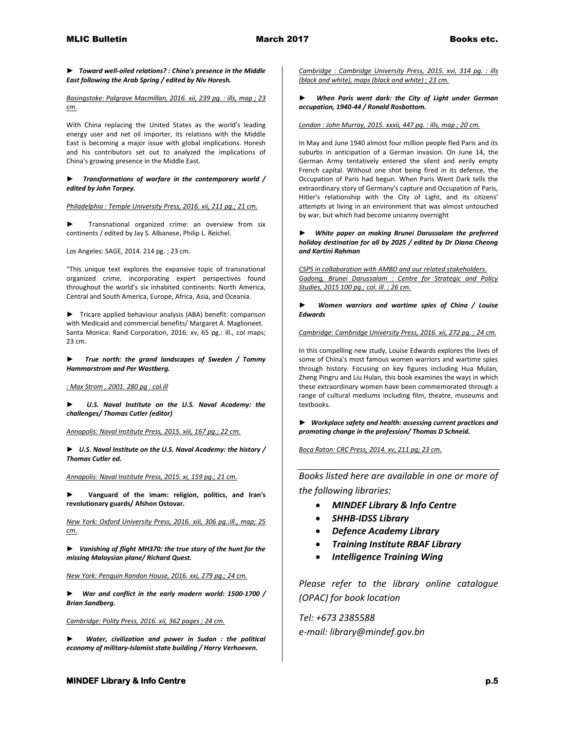► ***Toward well-oiled relations? : China's presence in the Middle East following the Arab Spring / edited by Niv Horesh.***

*Basingstoke: Palgrave Macmillan, 2016. xii, 239 pg. : ills, map ; 23 cm.*

With China replacing the United States as the world's leading energy user and net oil importer, its relations with the Middle East is becoming a major issue with global implications. Horesh and his contributors set out to analyzed the implications of China's growing presence in the Middle East.

► ***Transformations of warfare in the contemporary world / edited by John Torpey.***

*Philadelphia : Temple University Press, 2016. xii, 211 pg.; 21 cm.*

► Transnational organized crime: an overview from six continents / edited by Jay S. Albanese, Philip L. Reichel.

Los Angeles: SAGE, 2014. 214 pg. ; 23 cm.

"This unique text explores the expansive topic of transnational organized crime, incorporating expert perspectives found throughout the world's six inhabited continents: North America, Central and South America, Europe, Africa, Asia, and Oceania.

► Tricare applied behaviour analysis (ABA) benefit: comparison with Medicaid and commercial benefits/ Margaret A. Maglioneet. Santa Monica: Rand Corporation, 2016. xv, 65 pg.: ill., col maps; 23 cm.

► ***True north: the grand landscapes of Sweden / Tommy Hammarstrom and Per Wastberg.***

*: Max Strom , 2001. 280 pg : col.ill*

► ***U.S. Naval Institute on the U.S. Naval Academy: the challenges/ Thomas Cutler (editor)***

*Annapolis: Naval Institute Press, 2015. xiii, 167 pg.; 22 cm.*

► ***U.S. Naval Institute on the U.S. Naval Academy: the history / Thomas Cutler ed.***

*Annapolis: Naval Institute Press, 2015. xi, 159 pg.; 21 cm.*

► **Vanguard of the imam: religion, politics, and Iran's revolutionary guards/ Afshon Ostovar.**

*New York: Oxford University Press, 2016. xiii, 306 pg.:ill., map; 25 cm.*

► ***Vanishing of flight MH370: the true story of the hunt for the missing Malaysian plane/ Richard Quest.***

*New York: Penguin Randon House, 2016. xxi, 279 pg.; 24 cm.*

► ***War and conflict in the early modern world: 1500-1700 / Brian Sandberg.***

*Cambridge: Polity Press, 2016. xii, 362 pages ; 24 cm.*

► ***Water, civilization and power in Sudan : the political economy of military-Islamist state building / Harry Verhoeven.***

*Cambridge : Cambridge University Press, 2015. xvi, 314 pg. : ills (black and white), maps (black and white) ; 23 cm.*

► ***When Paris went dark: the City of Light under German occupation, 1940-44 / Ronald Rosbottom.***

*London : John Murray, 2015. xxxii, 447 pg. : ills, map ; 20 cm.*

In May and June 1940 almost four million people fled Paris and its suburbs in anticipation of a German invasion. On June 14, the German Army tentatively entered the silent and eerily empty French capital. Without one shot being fired in its defence, the Occupation of Paris had begun. When Paris Went Dark tells the extraordinary story of Germany's capture and Occupation of Paris, Hitler's relationship with the City of Light, and its citizens' attempts at living in an environment that was almost untouched by war, but which had become uncanny overnight

► ***White paper on making Brunei Darussalam the preferred holiday destination for all by 2025 / edited by Dr Diana Cheong and Kartini Rahman***

*CSPS in collaboration with AMBD and our related stakeholders. Gadong, Brunei Darussalam : Centre for Strategic and Policy Studies, 2015 100 pg.; col. ill. ; 26 cm.*

► ***Women warriors and wartime spies of China / Louise Edwards***

*Cambridge: Cambridge University Press, 2016. xii, 272 pg. ; 24 cm.*

In this compelling new study, Louise Edwards explores the lives of some of China's most famous women warriors and wartime spies through history. Focusing on key figures including Hua Mulan, Zheng Pingru and Liu Hulan, this book examines the ways in which these extraordinary women have been commemorated through a range of cultural mediums including film, theatre, museums and textbooks.

► ***Workplace safety and health: assessing current practices and promoting change in the profession/ Thomas D Schneid.***

*Boca Raton: CRC Press, 2014. xv, 211 pg; 23 cm.*

---

*Books listed here are available in one or more of the following libraries:*

- ***MINDEF Library & Info Centre***
- ***SHHB-IDSS Library***
- ***Defence Academy Library***
- ***Training Institute RBAF Library***
- ***Intelligence Training Wing***

*Please refer to the library online catalogue (OPAC) for book location*

*Tel: +673 2385588*
*e-mail: library@mindef.gov.bn*